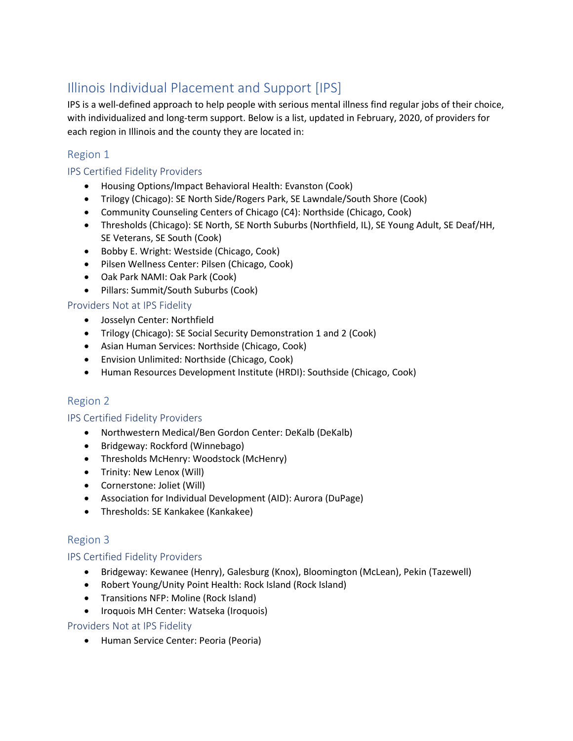# Illinois Individual Placement and Support [IPS]

IPS is a well-defined approach to help people with serious mental illness find regular jobs of their choice, with individualized and long-term support. Below is a list, updated in February, 2020, of providers for each region in Illinois and the county they are located in:

## Region 1

### IPS Certified Fidelity Providers

- Housing Options/Impact Behavioral Health: Evanston (Cook)
- Trilogy (Chicago): SE North Side/Rogers Park, SE Lawndale/South Shore (Cook)
- Community Counseling Centers of Chicago (C4): Northside (Chicago, Cook)
- Thresholds (Chicago): SE North, SE North Suburbs (Northfield, IL), SE Young Adult, SE Deaf/HH, SE Veterans, SE South (Cook)
- Bobby E. Wright: Westside (Chicago, Cook)
- Pilsen Wellness Center: Pilsen (Chicago, Cook)
- Oak Park NAMI: Oak Park (Cook)
- Pillars: Summit/South Suburbs (Cook)

### Providers Not at IPS Fidelity

- Josselyn Center: Northfield
- Trilogy (Chicago): SE Social Security Demonstration 1 and 2 (Cook)
- Asian Human Services: Northside (Chicago, Cook)
- Envision Unlimited: Northside (Chicago, Cook)
- Human Resources Development Institute (HRDI): Southside (Chicago, Cook)

## Region 2

### IPS Certified Fidelity Providers

- Northwestern Medical/Ben Gordon Center: DeKalb (DeKalb)
- Bridgeway: Rockford (Winnebago)
- Thresholds McHenry: Woodstock (McHenry)
- Trinity: New Lenox (Will)
- Cornerstone: Joliet (Will)
- Association for Individual Development (AID): Aurora (DuPage)
- Thresholds: SE Kankakee (Kankakee)

## Region 3

### IPS Certified Fidelity Providers

- Bridgeway: Kewanee (Henry), Galesburg (Knox), Bloomington (McLean), Pekin (Tazewell)
- Robert Young/Unity Point Health: Rock Island (Rock Island)
- Transitions NFP: Moline (Rock Island)
- Iroquois MH Center: Watseka (Iroquois)

### Providers Not at IPS Fidelity

- Human Service Center: Peoria (Peoria)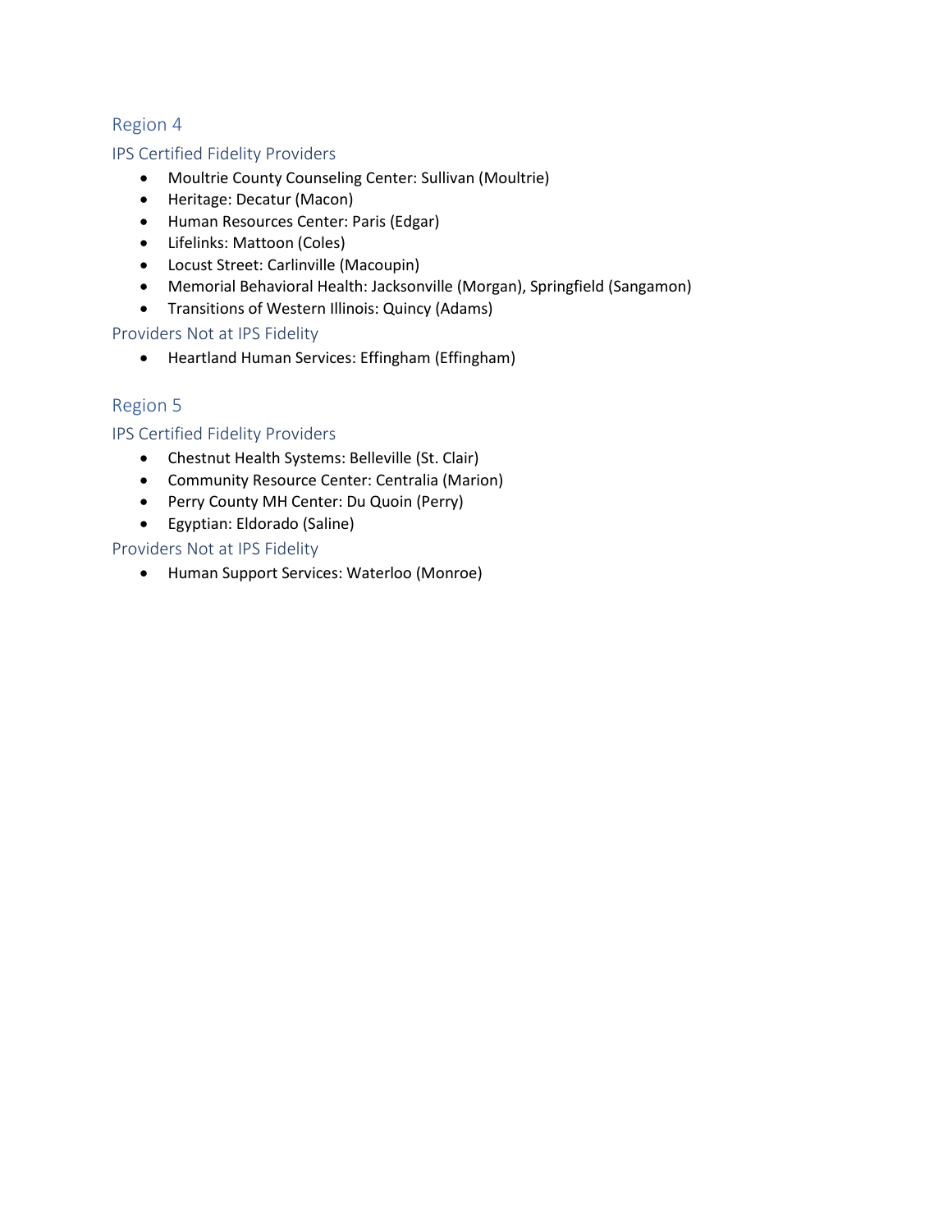## Region 4

### IPS Certified Fidelity Providers

- Moultrie County Counseling Center: Sullivan (Moultrie)
- Heritage: Decatur (Macon)
- Human Resources Center: Paris (Edgar)
- Lifelinks: Mattoon (Coles)
- Locust Street: Carlinville (Macoupin)
- Memorial Behavioral Health: Jacksonville (Morgan), Springfield (Sangamon)
- Transitions of Western Illinois: Quincy (Adams)

### Providers Not at IPS Fidelity

- Heartland Human Services: Effingham (Effingham)

## Region 5

### IPS Certified Fidelity Providers

- Chestnut Health Systems: Belleville (St. Clair)
- Community Resource Center: Centralia (Marion)
- Perry County MH Center: Du Quoin (Perry)
- Egyptian: Eldorado (Saline)

### Providers Not at IPS Fidelity

- Human Support Services: Waterloo (Monroe)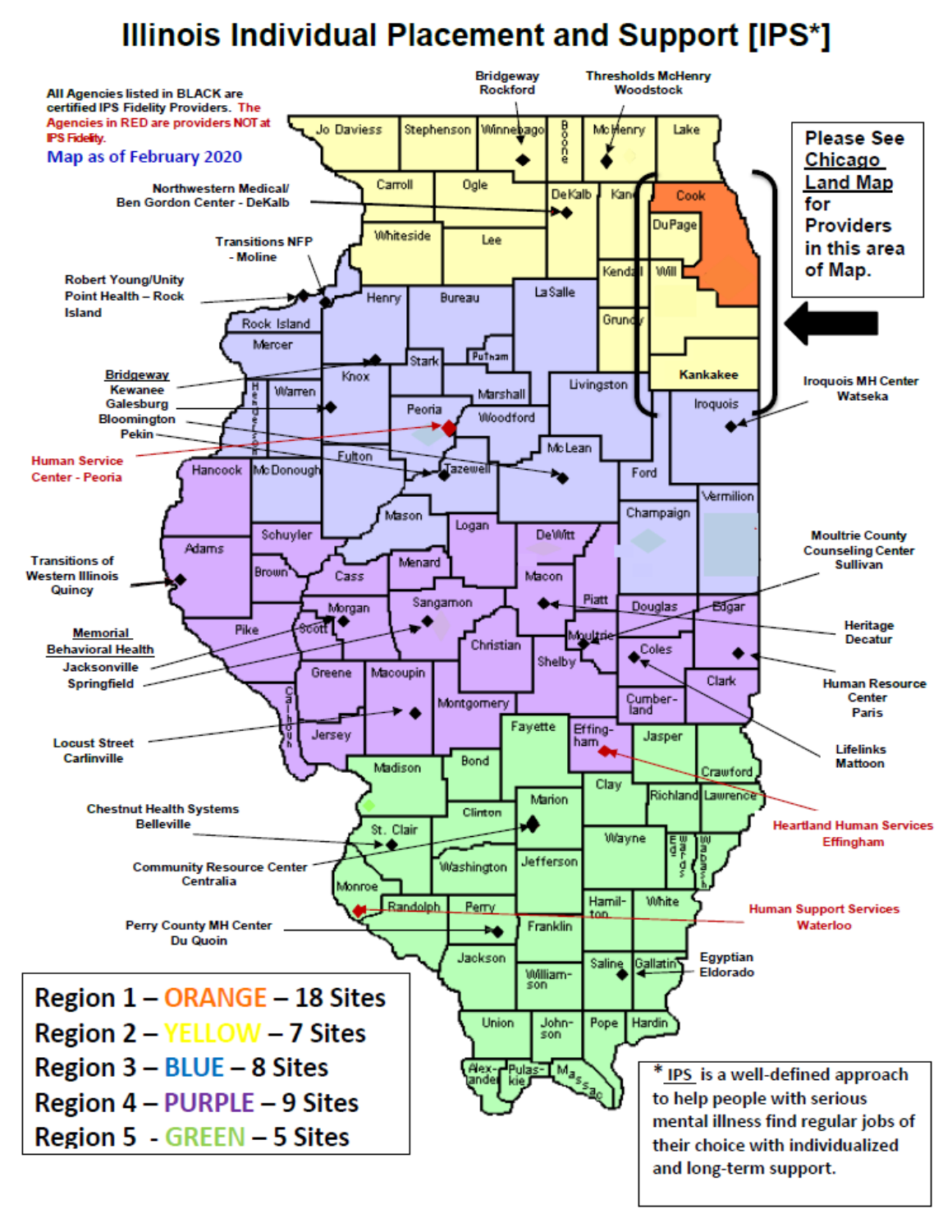# Illinois Individual Placement and Support [IPS*]

All Agencies listed in BLACK are certified IPS Fidelity Providers. The Agencies in RED are providers NOT at IPS Fidelity.

Map as of February 2020

Please See Chicago Land Map for Providers in this area of Map.

- Bridgeway Rockford
- Thresholds McHenry Woodstock
- Northwestern Medical/ Ben Gordon Center - DeKalb
- Transitions NFP - Moline
- Robert Young/Unity Point Health – Rock Island
- Bridgeway
  - Kewanee
  - Galesburg
  - Bloomington
  - Pekin
- Human Service Center - Peoria
- Iroquois MH Center Watseka
- Transitions of Western Illinois Quincy
- Moultrie County Counseling Center Sullivan
- Heritage Decatur
- Memorial Behavioral Health
  - Jacksonville
  - Springfield
- Human Resource Center Paris
- Locust Street Carlinville
- Lifelinks Mattoon
- Heartland Human Services Effingham
- Chestnut Health Systems Belleville
- Community Resource Center Centralia
- Human Support Services Waterloo
- Perry County MH Center Du Quoin
- Egyptian Eldorado

Region 1 – ORANGE – 18 Sites
Region 2 – YELLOW – 7 Sites
Region 3 – BLUE – 8 Sites
Region 4 – PURPLE – 9 Sites
Region 5 - GREEN – 5 Sites

* IPS is a well-defined approach to help people with serious mental illness find regular jobs of their choice with individualized and long-term support.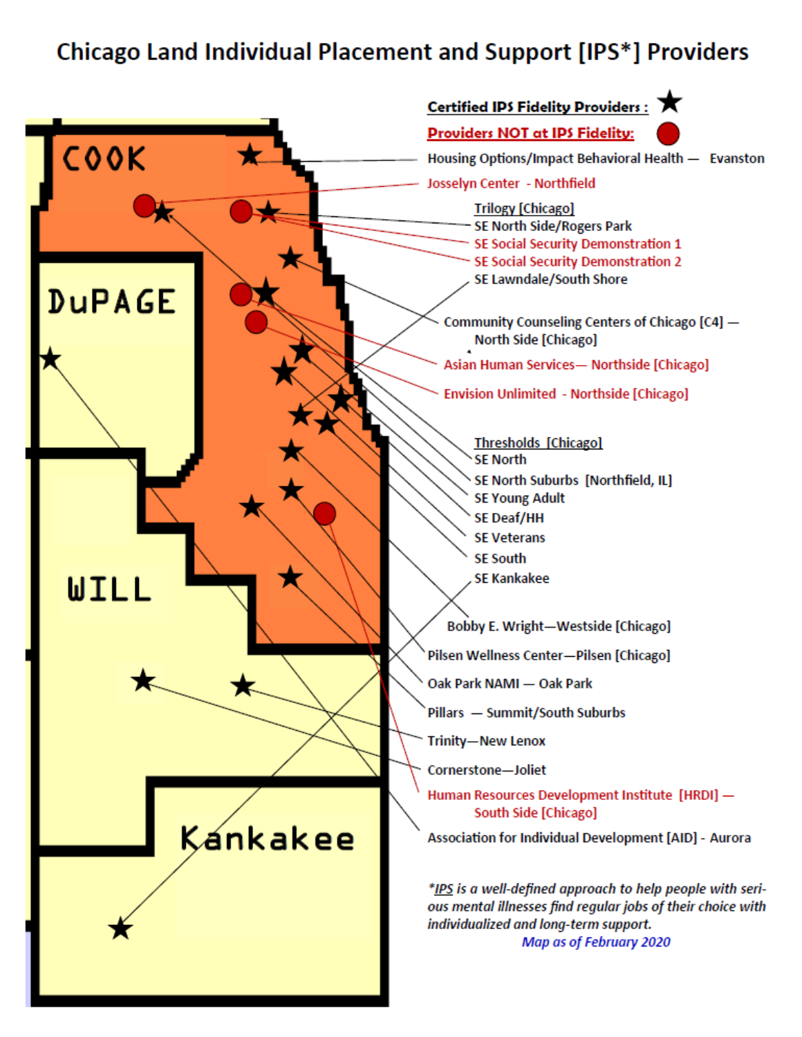# Chicago Land Individual Placement and Support [IPS*] Providers

COOK

DuPAGE

WILL

Kankakee

**Certified IPS Fidelity Providers :** ★

**Providers NOT at IPS Fidelity:** ●

Housing Options/Impact Behavioral Health — Evanston

Josselyn Center - Northfield

Trilogy [Chicago]

SE North Side/Rogers Park

SE Social Security Demonstration 1

SE Social Security Demonstration 2

SE Lawndale/South Shore

Community Counseling Centers of Chicago [C4] — North Side [Chicago]

Asian Human Services— Northside [Chicago]

Envision Unlimited - Northside [Chicago]

Thresholds [Chicago]

SE North

SE North Suburbs [Northfield, IL]

SE Young Adult

SE Deaf/HH

SE Veterans

SE South

SE Kankakee

Bobby E. Wright—Westside [Chicago]

Pilsen Wellness Center—Pilsen [Chicago]

Oak Park NAMI — Oak Park

Pillars — Summit/South Suburbs

Trinity—New Lenox

Cornerstone—Joliet

Human Resources Development Institute [HRDI] — South Side [Chicago]

Association for Individual Development [AID] - Aurora

**IPS* is a well-defined approach to help people with serious mental illnesses find regular jobs of their choice with individualized and long-term support.*

*Map as of February 2020*